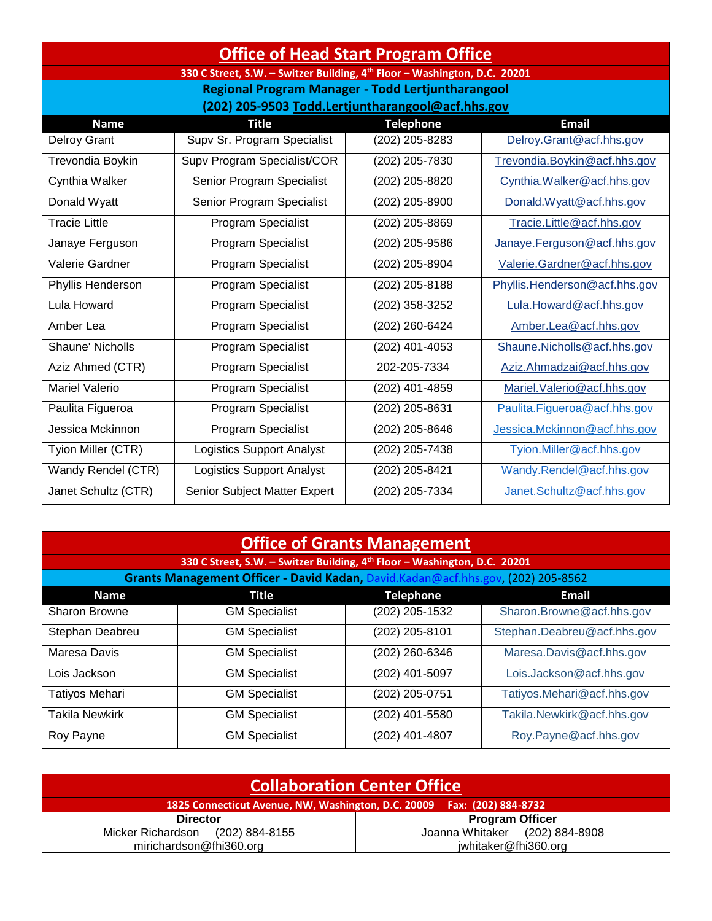## Office of Head Start Program Office

**330 C Street, S.W. – Switzer Building, 4th Floor – Washington, D.C. 20201**

**Regional Program Manager - Todd Lertjuntharangool**
**(202) 205-9503 Todd.Lertjuntharangool@acf.hhs.gov**

| Name | Title | Telephone | Email |
|---|---|---|---|
| Delroy Grant | Supv Sr. Program Specialist | (202) 205-8283 | Delroy.Grant@acf.hhs.gov |
| Trevondia Boykin | Supv Program Specialist/COR | (202) 205-7830 | Trevondia.Boykin@acf.hhs.gov |
| Cynthia Walker | Senior Program Specialist | (202) 205-8820 | Cynthia.Walker@acf.hhs.gov |
| Donald Wyatt | Senior Program Specialist | (202) 205-8900 | Donald.Wyatt@acf.hhs.gov |
| Tracie Little | Program Specialist | (202) 205-8869 | Tracie.Little@acf.hhs.gov |
| Janaye Ferguson | Program Specialist | (202) 205-9586 | Janaye.Ferguson@acf.hhs.gov |
| Valerie Gardner | Program Specialist | (202) 205-8904 | Valerie.Gardner@acf.hhs.gov |
| Phyllis Henderson | Program Specialist | (202) 205-8188 | Phyllis.Henderson@acf.hhs.gov |
| Lula Howard | Program Specialist | (202) 358-3252 | Lula.Howard@acf.hhs.gov |
| Amber Lea | Program Specialist | (202) 260-6424 | Amber.Lea@acf.hhs.gov |
| Shaune' Nicholls | Program Specialist | (202) 401-4053 | Shaune.Nicholls@acf.hhs.gov |
| Aziz Ahmed (CTR) | Program Specialist | 202-205-7334 | Aziz.Ahmadzai@acf.hhs.gov |
| Mariel Valerio | Program Specialist | (202) 401-4859 | Mariel.Valerio@acf.hhs.gov |
| Paulita Figueroa | Program Specialist | (202) 205-8631 | Paulita.Figueroa@acf.hhs.gov |
| Jessica Mckinnon | Program Specialist | (202) 205-8646 | Jessica.Mckinnon@acf.hhs.gov |
| Tyion Miller (CTR) | Logistics Support Analyst | (202) 205-7438 | Tyion.Miller@acf.hhs.gov |
| Wandy Rendel (CTR) | Logistics Support Analyst | (202) 205-8421 | Wandy.Rendel@acf.hhs.gov |
| Janet Schultz (CTR) | Senior Subject Matter Expert | (202) 205-7334 | Janet.Schultz@acf.hhs.gov |

## Office of Grants Management

**330 C Street, S.W. – Switzer Building, 4th Floor – Washington, D.C. 20201**

**Grants Management Officer - David Kadan,** David.Kadan@acf.hhs.gov, (202) 205-8562

| Name | Title | Telephone | Email |
|---|---|---|---|
| Sharon Browne | GM Specialist | (202) 205-1532 | Sharon.Browne@acf.hhs.gov |
| Stephan Deabreu | GM Specialist | (202) 205-8101 | Stephan.Deabreu@acf.hhs.gov |
| Maresa Davis | GM Specialist | (202) 260-6346 | Maresa.Davis@acf.hhs.gov |
| Lois Jackson | GM Specialist | (202) 401-5097 | Lois.Jackson@acf.hhs.gov |
| Tatiyos Mehari | GM Specialist | (202) 205-0751 | Tatiyos.Mehari@acf.hhs.gov |
| Takila Newkirk | GM Specialist | (202) 401-5580 | Takila.Newkirk@acf.hhs.gov |
| Roy Payne | GM Specialist | (202) 401-4807 | Roy.Payne@acf.hhs.gov |

## Collaboration Center Office

**1825 Connecticut Avenue, NW, Washington, D.C. 20009 Fax: (202) 884-8732**

| Director | Program Officer |
|---|---|
| Micker Richardson (202) 884-8155<br>mirichardson@fhi360.org | Joanna Whitaker (202) 884-8908<br>jwhitaker@fhi360.org |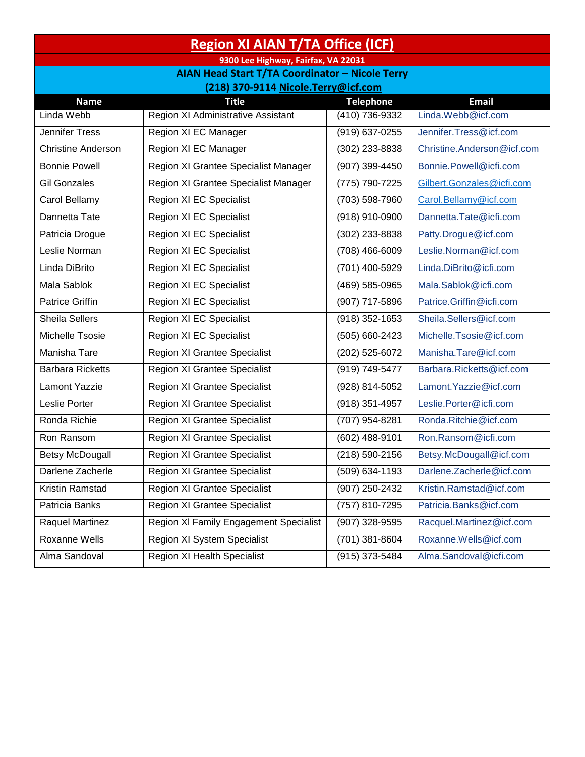# Region XI AIAN T/TA Office (ICF)

**9300 Lee Highway, Fairfax, VA 22031**

**AIAN Head Start T/TA Coordinator – Nicole Terry**

**(218) 370-9114 Nicole.Terry@icf.com**

| Name | Title | Telephone | Email |
|---|---|---|---|
| Linda Webb | Region XI Administrative Assistant | (410) 736-9332 | Linda.Webb@icf.com |
| Jennifer Tress | Region XI EC Manager | (919) 637-0255 | Jennifer.Tress@icf.com |
| Christine Anderson | Region XI EC Manager | (302) 233-8838 | Christine.Anderson@icf.com |
| Bonnie Powell | Region XI Grantee Specialist Manager | (907) 399-4450 | Bonnie.Powell@icfi.com |
| Gil Gonzales | Region XI Grantee Specialist Manager | (775) 790-7225 | Gilbert.Gonzales@icfi.com |
| Carol Bellamy | Region XI EC Specialist | (703) 598-7960 | Carol.Bellamy@icf.com |
| Dannetta Tate | Region XI EC Specialist | (918) 910-0900 | Dannetta.Tate@icfi.com |
| Patricia Drogue | Region XI EC Specialist | (302) 233-8838 | Patty.Drogue@icf.com |
| Leslie Norman | Region XI EC Specialist | (708) 466-6009 | Leslie.Norman@icf.com |
| Linda DiBrito | Region XI EC Specialist | (701) 400-5929 | Linda.DiBrito@icfi.com |
| Mala Sablok | Region XI EC Specialist | (469) 585-0965 | Mala.Sablok@icfi.com |
| Patrice Griffin | Region XI EC Specialist | (907) 717-5896 | Patrice.Griffin@icfi.com |
| Sheila Sellers | Region XI EC Specialist | (918) 352-1653 | Sheila.Sellers@icf.com |
| Michelle Tsosie | Region XI EC Specialist | (505) 660-2423 | Michelle.Tsosie@icf.com |
| Manisha Tare | Region XI Grantee Specialist | (202) 525-6072 | Manisha.Tare@icf.com |
| Barbara Ricketts | Region XI Grantee Specialist | (919) 749-5477 | Barbara.Ricketts@icf.com |
| Lamont Yazzie | Region XI Grantee Specialist | (928) 814-5052 | Lamont.Yazzie@icf.com |
| Leslie Porter | Region XI Grantee Specialist | (918) 351-4957 | Leslie.Porter@icfi.com |
| Ronda Richie | Region XI Grantee Specialist | (707) 954-8281 | Ronda.Ritchie@icf.com |
| Ron Ransom | Region XI Grantee Specialist | (602) 488-9101 | Ron.Ransom@icfi.com |
| Betsy McDougall | Region XI Grantee Specialist | (218) 590-2156 | Betsy.McDougall@icf.com |
| Darlene Zacherle | Region XI Grantee Specialist | (509) 634-1193 | Darlene.Zacherle@icf.com |
| Kristin Ramstad | Region XI Grantee Specialist | (907) 250-2432 | Kristin.Ramstad@icf.com |
| Patricia Banks | Region XI Grantee Specialist | (757) 810-7295 | Patricia.Banks@icf.com |
| Raquel Martinez | Region XI Family Engagement Specialist | (907) 328-9595 | Racquel.Martinez@icf.com |
| Roxanne Wells | Region XI System Specialist | (701) 381-8604 | Roxanne.Wells@icf.com |
| Alma Sandoval | Region XI Health Specialist | (915) 373-5484 | Alma.Sandoval@icfi.com |